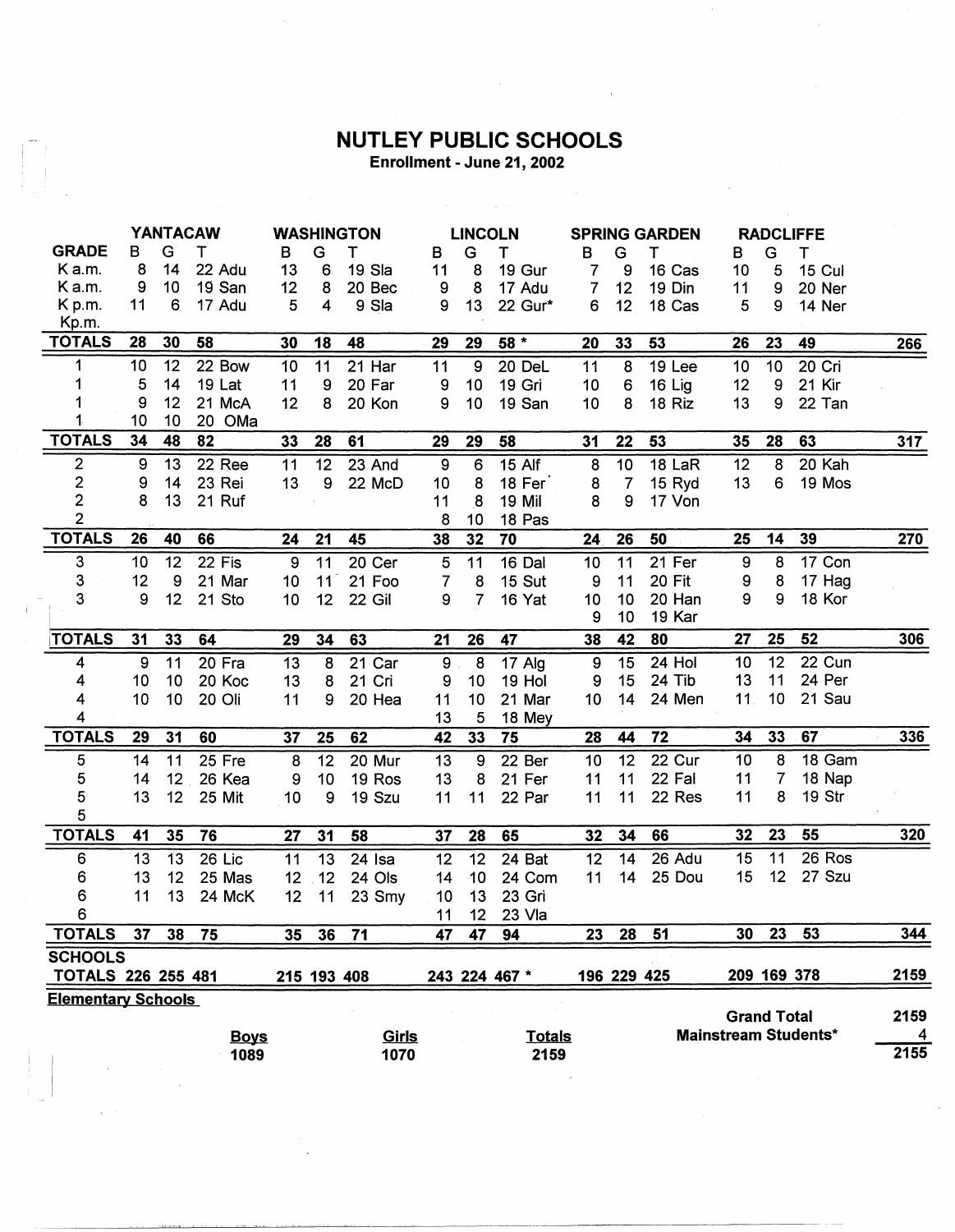# NUTLEY PUBLIC SCHOOLS

**Enrollment - June 21, 2002**

| | YANTACAW | | | | WASHINGTON | | | | LINCOLN | | | | SPRING GARDEN | | | | RADCLIFFE | | | | |
|---|---|---|---|---|---|---|---|---|---|---|---|---|---|---|---|---|---|---|---|---|---|
| **GRADE** | B | G | T | | B | G | T | | B | G | T | | B | G | T | | B | G | T | | |
| K a.m. | 8 | 14 | 22 | Adu | 13 | 6 | 19 | Sla | 11 | 8 | 19 | Gur | 7 | 9 | 16 | Cas | 10 | 5 | 15 | Cul | |
| K a.m. | 9 | 10 | 19 | San | 12 | 8 | 20 | Bec | 9 | 8 | 17 | Adu | 7 | 12 | 19 | Din | 11 | 9 | 20 | Ner | |
| K p.m. | 11 | 6 | 17 | Adu | 5 | 4 | 9 | Sla | 9 | 13 | 22 | Gur* | 6 | 12 | 18 | Cas | 5 | 9 | 14 | Ner | |
| Kp.m. | | | | | | | | | | | | | | | | | | | | | |
| **TOTALS** | **28** | **30** | **58** | | **30** | **18** | **48** | | **29** | **29** | **58 *** | | **20** | **33** | **53** | | **26** | **23** | **49** | | **266** |
| 1 | 10 | 12 | 22 | Bow | 10 | 11 | 21 | Har | 11 | 9 | 20 | DeL | 11 | 8 | 19 | Lee | 10 | 10 | 20 | Cri | |
| 1 | 5 | 14 | 19 | Lat | 11 | 9 | 20 | Far | 9 | 10 | 19 | Gri | 10 | 6 | 16 | Lig | 12 | 9 | 21 | Kir | |
| 1 | 9 | 12 | 21 | McA | 12 | 8 | 20 | Kon | 9 | 10 | 19 | San | 10 | 8 | 18 | Riz | 13 | 9 | 22 | Tan | |
| 1 | 10 | 10 | 20 | OMa | | | | | | | | | | | | | | | | | |
| **TOTALS** | **34** | **48** | **82** | | **33** | **28** | **61** | | **29** | **29** | **58** | | **31** | **22** | **53** | | **35** | **28** | **63** | | **317** |
| 2 | 9 | 13 | 22 | Ree | 11 | 12 | 23 | And | 9 | 6 | 15 | Alf | 8 | 10 | 18 | LaR | 12 | 8 | 20 | Kah | |
| 2 | 9 | 14 | 23 | Rei | 13 | 9 | 22 | McD | 10 | 8 | 18 | Fer | 8 | 7 | 15 | Ryd | 13 | 6 | 19 | Mos | |
| 2 | 8 | 13 | 21 | Ruf | | | | | 11 | 8 | 19 | Mil | 8 | 9 | 17 | Von | | | | | |
| 2 | | | | | | | | | 8 | 10 | 18 | Pas | | | | | | | | | |
| **TOTALS** | **26** | **40** | **66** | | **24** | **21** | **45** | | **38** | **32** | **70** | | **24** | **26** | **50** | | **25** | **14** | **39** | | **270** |
| 3 | 10 | 12 | 22 | Fis | 9 | 11 | 20 | Cer | 5 | 11 | 16 | Dal | 10 | 11 | 21 | Fer | 9 | 8 | 17 | Con | |
| 3 | 12 | 9 | 21 | Mar | 10 | 11 | 21 | Foo | 7 | 8 | 15 | Sut | 9 | 11 | 20 | Fit | 9 | 8 | 17 | Hag | |
| 3 | 9 | 12 | 21 | Sto | 10 | 12 | 22 | Gil | 9 | 7 | 16 | Yat | 10 | 10 | 20 | Han | 9 | 9 | 18 | Kor | |
| | | | | | | | | | | | | | 9 | 10 | 19 | Kar | | | | | |
| **TOTALS** | **31** | **33** | **64** | | **29** | **34** | **63** | | **21** | **26** | **47** | | **38** | **42** | **80** | | **27** | **25** | **52** | | **306** |
| 4 | 9 | 11 | 20 | Fra | 13 | 8 | 21 | Car | 9 | 8 | 17 | Alg | 9 | 15 | 24 | Hol | 10 | 12 | 22 | Cun | |
| 4 | 10 | 10 | 20 | Koc | 13 | 8 | 21 | Cri | 9 | 10 | 19 | Hol | 9 | 15 | 24 | Tib | 13 | 11 | 24 | Per | |
| 4 | 10 | 10 | 20 | Oli | 11 | 9 | 20 | Hea | 11 | 10 | 21 | Mar | 10 | 14 | 24 | Men | 11 | 10 | 21 | Sau | |
| 4 | | | | | | | | | 13 | 5 | 18 | Mey | | | | | | | | | |
| **TOTALS** | **29** | **31** | **60** | | **37** | **25** | **62** | | **42** | **33** | **75** | | **28** | **44** | **72** | | **34** | **33** | **67** | | **336** |
| 5 | 14 | 11 | 25 | Fre | 8 | 12 | 20 | Mur | 13 | 9 | 22 | Ber | 10 | 12 | 22 | Cur | 10 | 8 | 18 | Gam | |
| 5 | 14 | 12 | 26 | Kea | 9 | 10 | 19 | Ros | 13 | 8 | 21 | Fer | 11 | 11 | 22 | Fal | 11 | 7 | 18 | Nap | |
| 5 | 13 | 12 | 25 | Mit | 10 | 9 | 19 | Szu | 11 | 11 | 22 | Par | 11 | 11 | 22 | Res | 11 | 8 | 19 | Str | |
| 5 | | | | | | | | | | | | | | | | | | | | | |
| **TOTALS** | **41** | **35** | **76** | | **27** | **31** | **58** | | **37** | **28** | **65** | | **32** | **34** | **66** | | **32** | **23** | **55** | | **320** |
| 6 | 13 | 13 | 26 | Lic | 11 | 13 | 24 | Isa | 12 | 12 | 24 | Bat | 12 | 14 | 26 | Adu | 15 | 11 | 26 | Ros | |
| 6 | 13 | 12 | 25 | Mas | 12 | 12 | 24 | Ols | 14 | 10 | 24 | Com | 11 | 14 | 25 | Dou | 15 | 12 | 27 | Szu | |
| 6 | 11 | 13 | 24 | McK | 12 | 11 | 23 | Smy | 10 | 13 | 23 | Gri | | | | | | | | | |
| 6 | | | | | | | | | 11 | 12 | 23 | Vla | | | | | | | | | |
| **TOTALS** | **37** | **38** | **75** | | **35** | **36** | **71** | | **47** | **47** | **94** | | **23** | **28** | **51** | | **30** | **23** | **53** | | **344** |
| **SCHOOLS TOTALS** | **226** | **255** | **481** | | **215** | **193** | **408** | | **243** | **224** | **467 *** | | **196** | **229** | **425** | | **209** | **169** | **378** | | **2159** |

**Elementary Schools**

| Boys | Girls | Totals |
|---|---|---|
| 1089 | 1070 | 2159 |

| | |
|---|---|
| **Grand Total** | **2159** |
| **Mainstream Students*** | **4** |
| | **2155** |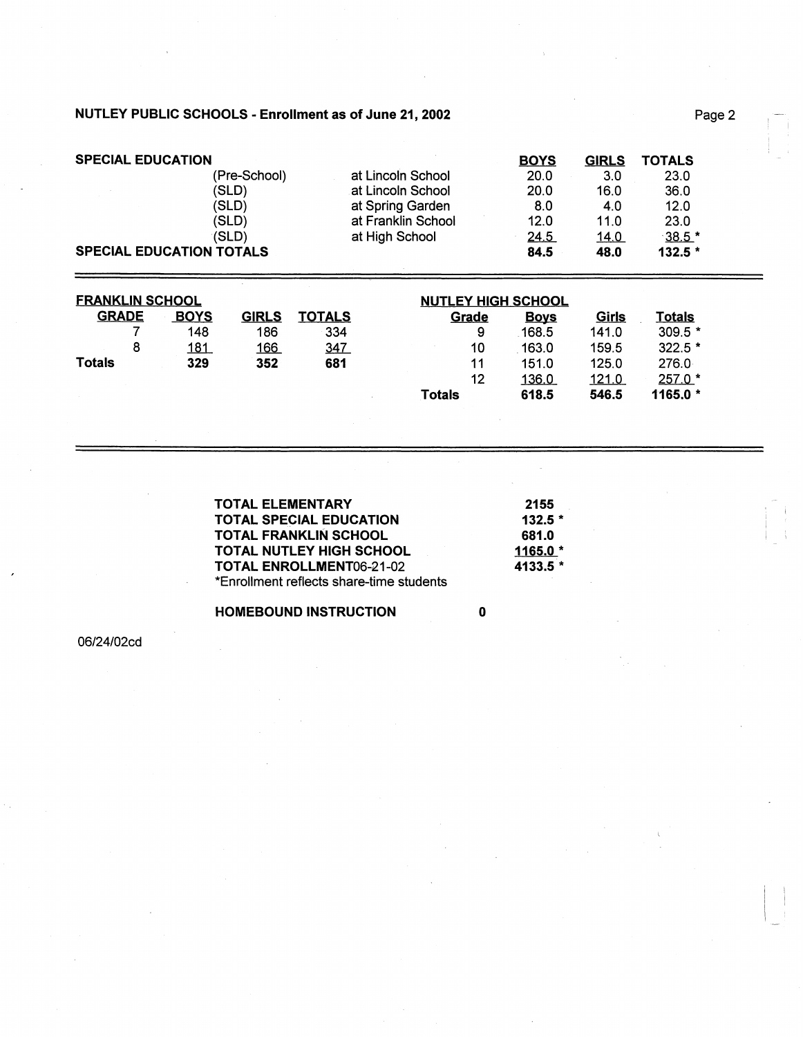## NUTLEY PUBLIC SCHOOLS - Enrollment as of June 21, 2002

### SPECIAL EDUCATION

| | | BOYS | GIRLS | TOTALS |
|---|---|---|---|---|
| (Pre-School) | at Lincoln School | 20.0 | 3.0 | 23.0 |
| (SLD) | at Lincoln School | 20.0 | 16.0 | 36.0 |
| (SLD) | at Spring Garden | 8.0 | 4.0 | 12.0 |
| (SLD) | at Franklin School | 12.0 | 11.0 | 23.0 |
| (SLD) | at High School | 24.5 | 14.0 | 38.5 * |
| **SPECIAL EDUCATION TOTALS** | | **84.5** | **48.0** | **132.5 *** |

### FRANKLIN SCHOOL

| GRADE | BOYS | GIRLS | TOTALS |
|---|---|---|---|
| 7 | 148 | 186 | 334 |
| 8 | 181 | 166 | 347 |
| **Totals** | **329** | **352** | **681** |

### NUTLEY HIGH SCHOOL

| Grade | Boys | Girls | Totals |
|---|---|---|---|
| 9 | 168.5 | 141.0 | 309.5 * |
| 10 | 163.0 | 159.5 | 322.5 * |
| 11 | 151.0 | 125.0 | 276.0 |
| 12 | 136.0 | 121.0 | 257.0 * |
| **Totals** | **618.5** | **546.5** | **1165.0 *** |

| | |
|---|---|
| **TOTAL ELEMENTARY** | **2155** |
| **TOTAL SPECIAL EDUCATION** | **132.5 *** |
| **TOTAL FRANKLIN SCHOOL** | **681.0** |
| **TOTAL NUTLEY HIGH SCHOOL** | **1165.0 *** |
| **TOTAL ENROLLMENT**06-21-02 | **4133.5 *** |

*Enrollment reflects share-time students

**HOMEBOUND INSTRUCTION** 0

06/24/02cd